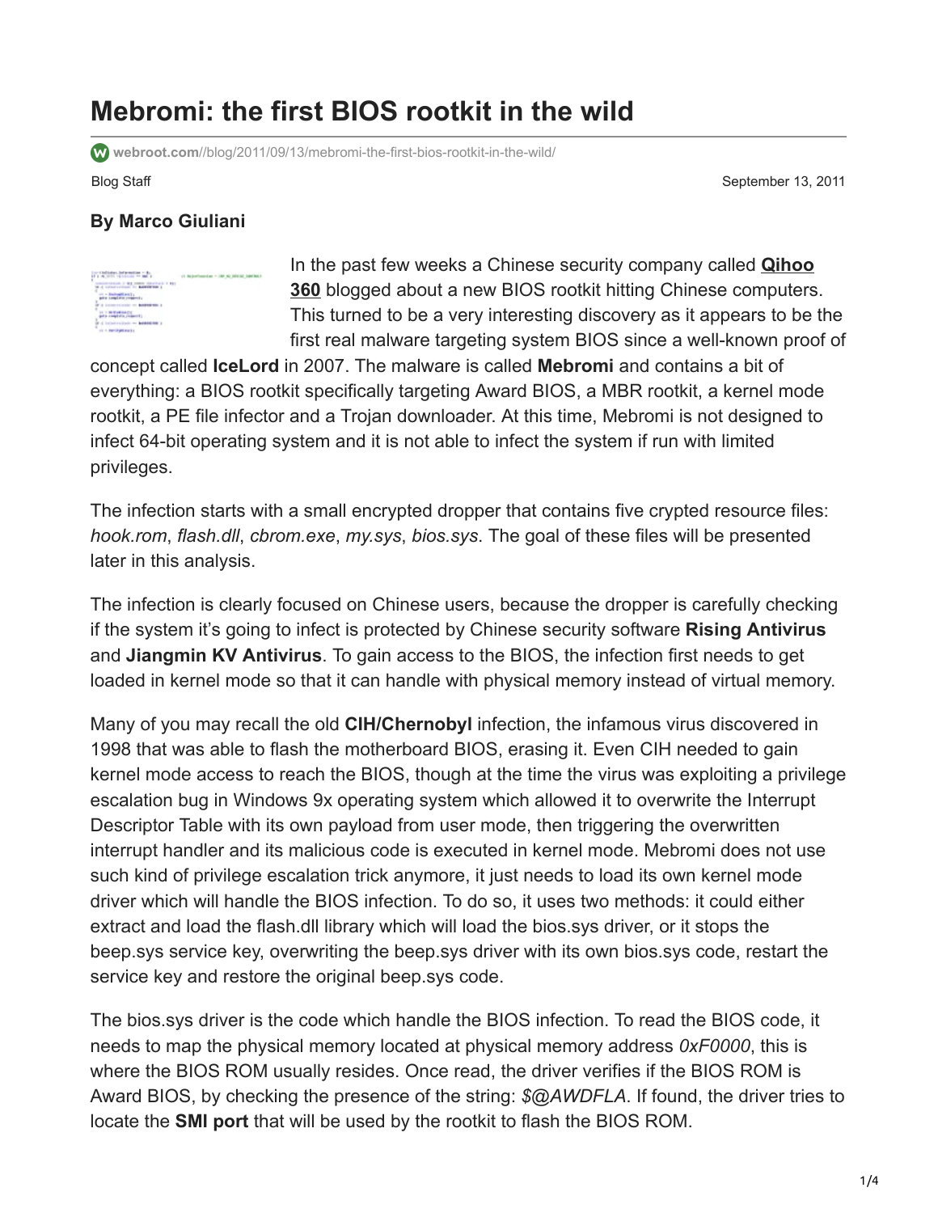# Mebromi: the first BIOS rootkit in the wild

webroot.com//blog/2011/09/13/mebromi-the-first-bios-rootkit-in-the-wild/

Blog Staff

September 13, 2011

**By Marco Giuliani**

In the past few weeks a Chinese security company called **Qihoo 360** blogged about a new BIOS rootkit hitting Chinese computers. This turned to be a very interesting discovery as it appears to be the first real malware targeting system BIOS since a well-known proof of concept called **IceLord** in 2007. The malware is called **Mebromi** and contains a bit of everything: a BIOS rootkit specifically targeting Award BIOS, a MBR rootkit, a kernel mode rootkit, a PE file infector and a Trojan downloader. At this time, Mebromi is not designed to infect 64-bit operating system and it is not able to infect the system if run with limited privileges.

The infection starts with a small encrypted dropper that contains five crypted resource files: *hook.rom*, *flash.dll*, *cbrom.exe*, *my.sys*, *bios.sys*. The goal of these files will be presented later in this analysis.

The infection is clearly focused on Chinese users, because the dropper is carefully checking if the system it's going to infect is protected by Chinese security software **Rising Antivirus** and **Jiangmin KV Antivirus**. To gain access to the BIOS, the infection first needs to get loaded in kernel mode so that it can handle with physical memory instead of virtual memory.

Many of you may recall the old **CIH/Chernobyl** infection, the infamous virus discovered in 1998 that was able to flash the motherboard BIOS, erasing it. Even CIH needed to gain kernel mode access to reach the BIOS, though at the time the virus was exploiting a privilege escalation bug in Windows 9x operating system which allowed it to overwrite the Interrupt Descriptor Table with its own payload from user mode, then triggering the overwritten interrupt handler and its malicious code is executed in kernel mode. Mebromi does not use such kind of privilege escalation trick anymore, it just needs to load its own kernel mode driver which will handle the BIOS infection. To do so, it uses two methods: it could either extract and load the flash.dll library which will load the bios.sys driver, or it stops the beep.sys service key, overwriting the beep.sys driver with its own bios.sys code, restart the service key and restore the original beep.sys code.

The bios.sys driver is the code which handle the BIOS infection. To read the BIOS code, it needs to map the physical memory located at physical memory address *0xF0000*, this is where the BIOS ROM usually resides. Once read, the driver verifies if the BIOS ROM is Award BIOS, by checking the presence of the string: *$@AWDFLA*. If found, the driver tries to locate the **SMI port** that will be used by the rootkit to flash the BIOS ROM.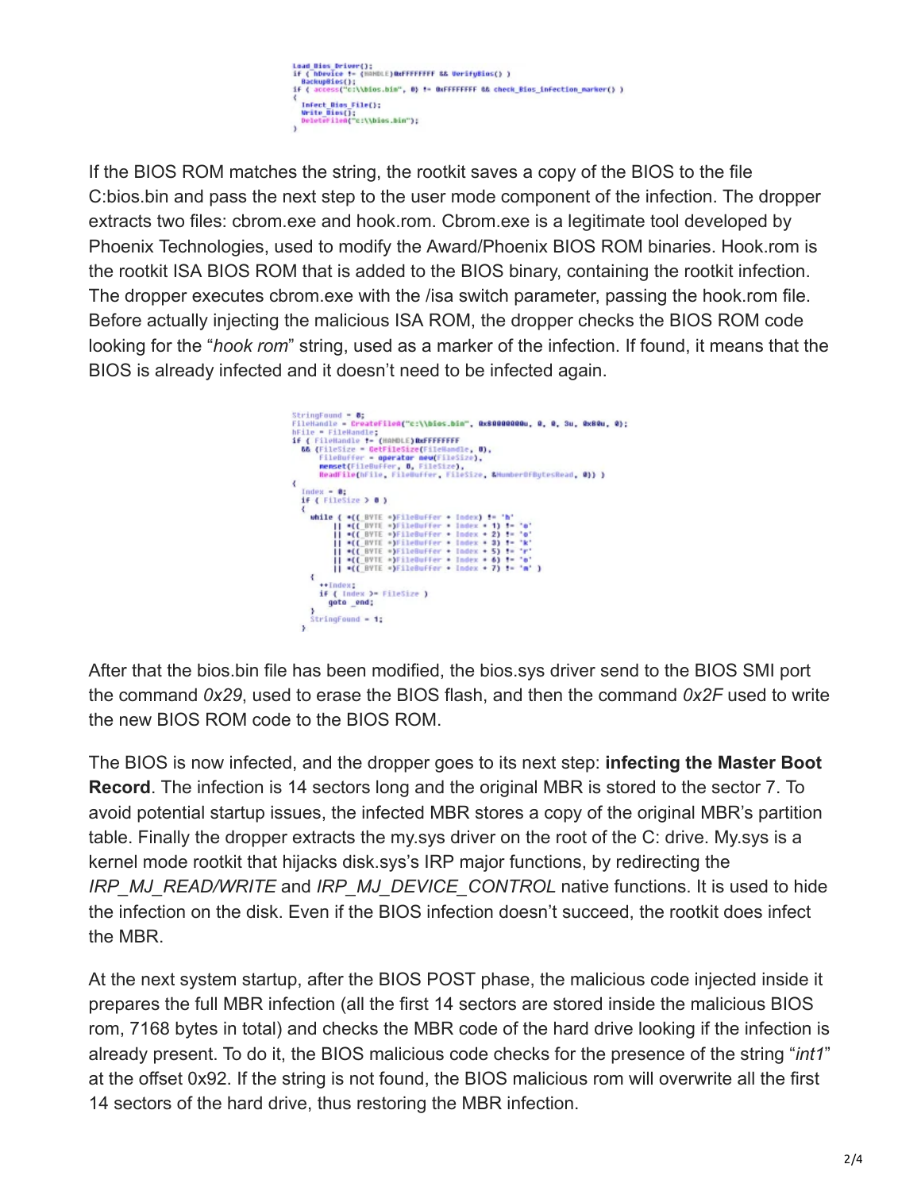```
Load_Bios_Driver();
if ( hDevice != (HANDLE)0xFFFFFFFF && VerifyBios() )
  BackupBios();
if ( access("c:\\bios.bin", 0) != 0xFFFFFFFF && check_Bios_Infection_marker() )
{
  Infect_Bios_File();
  Write_Bios();
  DeleteFileA("c:\\bios.bin");
}
```

If the BIOS ROM matches the string, the rootkit saves a copy of the BIOS to the file C:bios.bin and pass the next step to the user mode component of the infection. The dropper extracts two files: cbrom.exe and hook.rom. Cbrom.exe is a legitimate tool developed by Phoenix Technologies, used to modify the Award/Phoenix BIOS ROM binaries. Hook.rom is the rootkit ISA BIOS ROM that is added to the BIOS binary, containing the rootkit infection. The dropper executes cbrom.exe with the /isa switch parameter, passing the hook.rom file. Before actually injecting the malicious ISA ROM, the dropper checks the BIOS ROM code looking for the "*hook rom*" string, used as a marker of the infection. If found, it means that the BIOS is already infected and it doesn't need to be infected again.

```
StringFound = 0;
FileHandle = CreateFileA("c:\\bios.bin", 0x80000000u, 0, 0, 3u, 0x80u, 0);
hFile = FileHandle;
if ( FileHandle != (HANDLE)0xFFFFFFFF
  && (FileSize = GetFileSize(FileHandle, 0)),
     FileBuffer = operator new(FileSize),
     memset(FileBuffer, 0, FileSize),
     ReadFile(hFile, FileBuffer, FileSize, &NumberOfBytesRead, 0)) )
{
  Index = 0;
  if ( FileSize > 0 )
  {
    while ( *((_BYTE *)FileBuffer + Index) != 'h'
         || *((_BYTE *)FileBuffer + Index + 1) != 'o'
         || *((_BYTE *)FileBuffer + Index + 2) != 'o'
         || *((_BYTE *)FileBuffer + Index + 3) != 'k'
         || *((_BYTE *)FileBuffer + Index + 5) != 'r'
         || *((_BYTE *)FileBuffer + Index + 6) != 'o'
         || *((_BYTE *)FileBuffer + Index + 7) != 'm' )
    {
      ++Index;
      if ( Index >= FileSize )
        goto _end;
    }
    StringFound = 1;
  }
```

After that the bios.bin file has been modified, the bios.sys driver send to the BIOS SMI port the command *0x29*, used to erase the BIOS flash, and then the command *0x2F* used to write the new BIOS ROM code to the BIOS ROM.

The BIOS is now infected, and the dropper goes to its next step: **infecting the Master Boot Record**. The infection is 14 sectors long and the original MBR is stored to the sector 7. To avoid potential startup issues, the infected MBR stores a copy of the original MBR's partition table. Finally the dropper extracts the my.sys driver on the root of the C: drive. My.sys is a kernel mode rootkit that hijacks disk.sys's IRP major functions, by redirecting the *IRP_MJ_READ/WRITE* and *IRP_MJ_DEVICE_CONTROL* native functions. It is used to hide the infection on the disk. Even if the BIOS infection doesn't succeed, the rootkit does infect the MBR.

At the next system startup, after the BIOS POST phase, the malicious code injected inside it prepares the full MBR infection (all the first 14 sectors are stored inside the malicious BIOS rom, 7168 bytes in total) and checks the MBR code of the hard drive looking if the infection is already present. To do it, the BIOS malicious code checks for the presence of the string "*int1*" at the offset 0x92. If the string is not found, the BIOS malicious rom will overwrite all the first 14 sectors of the hard drive, thus restoring the MBR infection.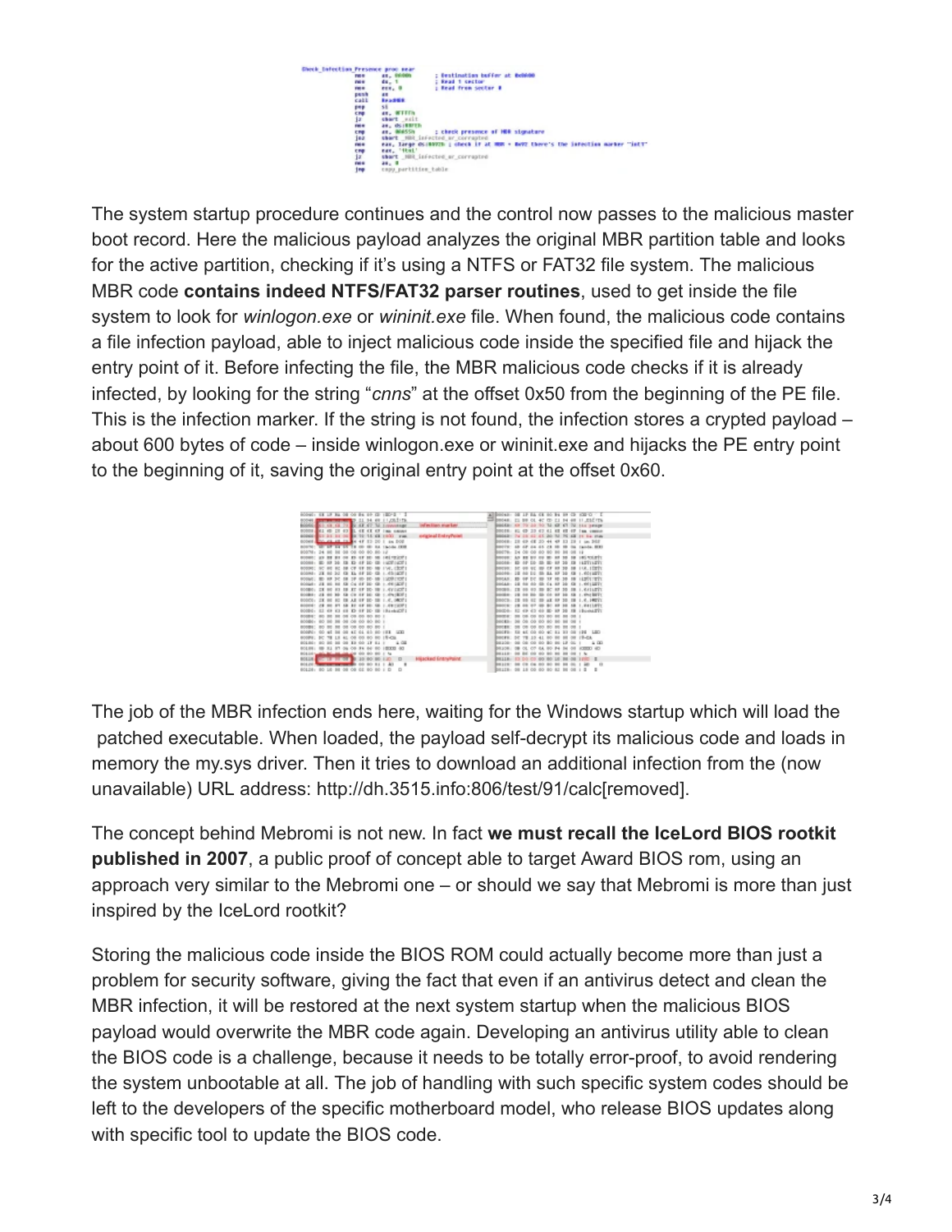The system startup procedure continues and the control now passes to the malicious master boot record. Here the malicious payload analyzes the original MBR partition table and looks for the active partition, checking if it's using a NTFS or FAT32 file system. The malicious MBR code **contains indeed NTFS/FAT32 parser routines**, used to get inside the file system to look for *winlogon.exe* or *wininit.exe* file. When found, the malicious code contains a file infection payload, able to inject malicious code inside the specified file and hijack the entry point of it. Before infecting the file, the MBR malicious code checks if it is already infected, by looking for the string "*cnns*" at the offset 0x50 from the beginning of the PE file. This is the infection marker. If the string is not found, the infection stores a crypted payload – about 600 bytes of code – inside winlogon.exe or wininit.exe and hijacks the PE entry point to the beginning of it, saving the original entry point at the offset 0x60.

The job of the MBR infection ends here, waiting for the Windows startup which will load the patched executable. When loaded, the payload self-decrypt its malicious code and loads in memory the my.sys driver. Then it tries to download an additional infection from the (now unavailable) URL address: http://dh.3515.info:806/test/91/calc[removed].

The concept behind Mebromi is not new. In fact **we must recall the IceLord BIOS rootkit published in 2007**, a public proof of concept able to target Award BIOS rom, using an approach very similar to the Mebromi one – or should we say that Mebromi is more than just inspired by the IceLord rootkit?

Storing the malicious code inside the BIOS ROM could actually become more than just a problem for security software, giving the fact that even if an antivirus detect and clean the MBR infection, it will be restored at the next system startup when the malicious BIOS payload would overwrite the MBR code again. Developing an antivirus utility able to clean the BIOS code is a challenge, because it needs to be totally error-proof, to avoid rendering the system unbootable at all. The job of handling with such specific system codes should be left to the developers of the specific motherboard model, who release BIOS updates along with specific tool to update the BIOS code.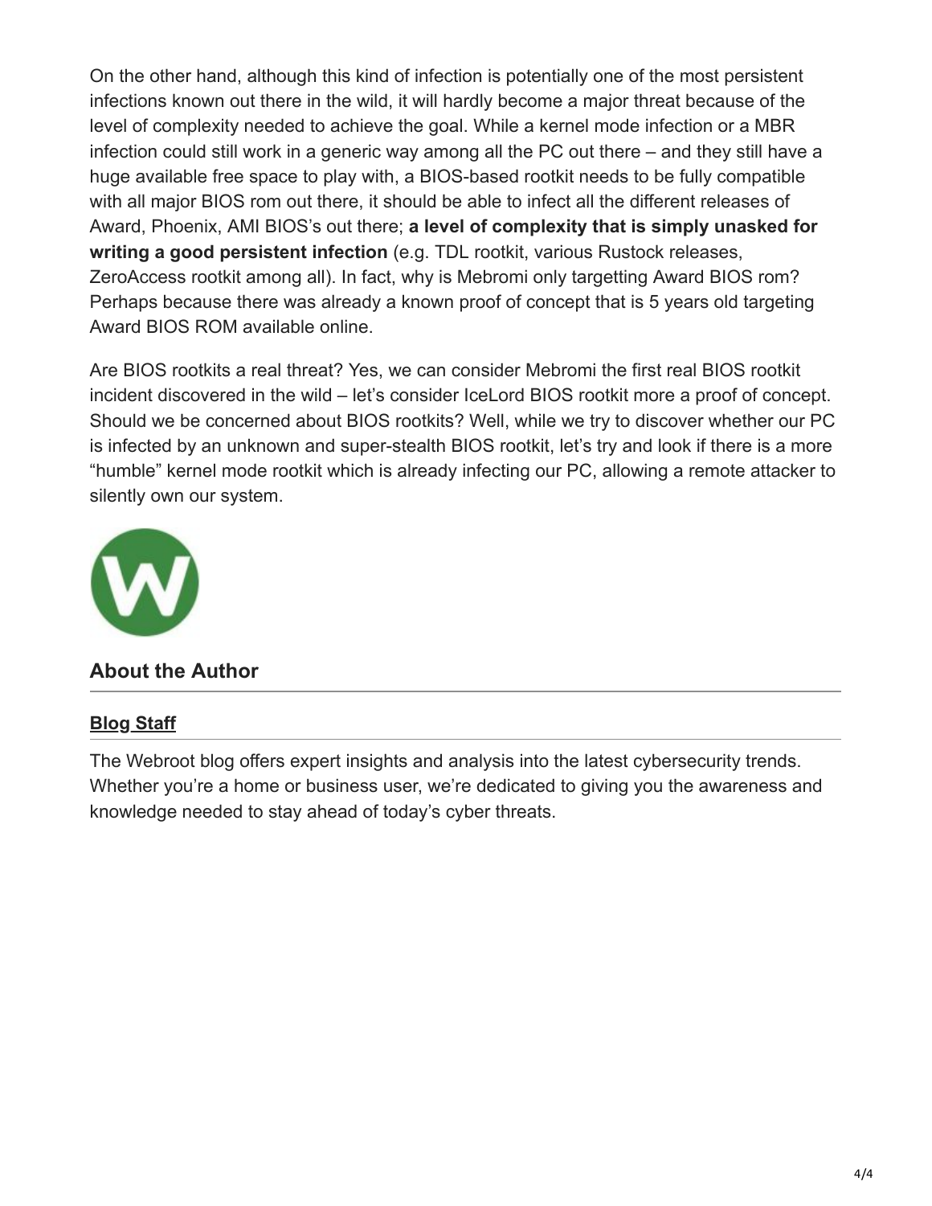On the other hand, although this kind of infection is potentially one of the most persistent infections known out there in the wild, it will hardly become a major threat because of the level of complexity needed to achieve the goal. While a kernel mode infection or a MBR infection could still work in a generic way among all the PC out there – and they still have a huge available free space to play with, a BIOS-based rootkit needs to be fully compatible with all major BIOS rom out there, it should be able to infect all the different releases of Award, Phoenix, AMI BIOS's out there; **a level of complexity that is simply unasked for writing a good persistent infection** (e.g. TDL rootkit, various Rustock releases, ZeroAccess rootkit among all). In fact, why is Mebromi only targetting Award BIOS rom? Perhaps because there was already a known proof of concept that is 5 years old targeting Award BIOS ROM available online.

Are BIOS rootkits a real threat? Yes, we can consider Mebromi the first real BIOS rootkit incident discovered in the wild – let's consider IceLord BIOS rootkit more a proof of concept. Should we be concerned about BIOS rootkits? Well, while we try to discover whether our PC is infected by an unknown and super-stealth BIOS rootkit, let's try and look if there is a more "humble" kernel mode rootkit which is already infecting our PC, allowing a remote attacker to silently own our system.

## About the Author

**Blog Staff**

The Webroot blog offers expert insights and analysis into the latest cybersecurity trends. Whether you're a home or business user, we're dedicated to giving you the awareness and knowledge needed to stay ahead of today's cyber threats.